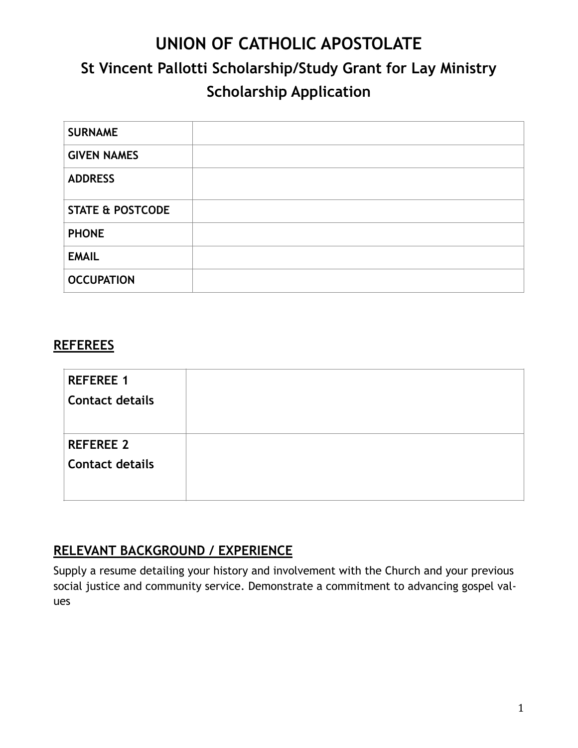# UNION OF CATHOLIC APOSTOLATE

## St Vincent Pallotti Scholarship/Study Grant for Lay Ministry

## Scholarship Application

| | |
|---|---|
| **SURNAME** | |
| **GIVEN NAMES** | |
| **ADDRESS** | |
| **STATE & POSTCODE** | |
| **PHONE** | |
| **EMAIL** | |
| **OCCUPATION** | |

## REFEREES

| | |
|---|---|
| **REFEREE 1**<br>**Contact details** | |
| **REFEREE 2**<br>**Contact details** | |

## RELEVANT BACKGROUND / EXPERIENCE

Supply a resume detailing your history and involvement with the Church and your previous social justice and community service. Demonstrate a commitment to advancing gospel values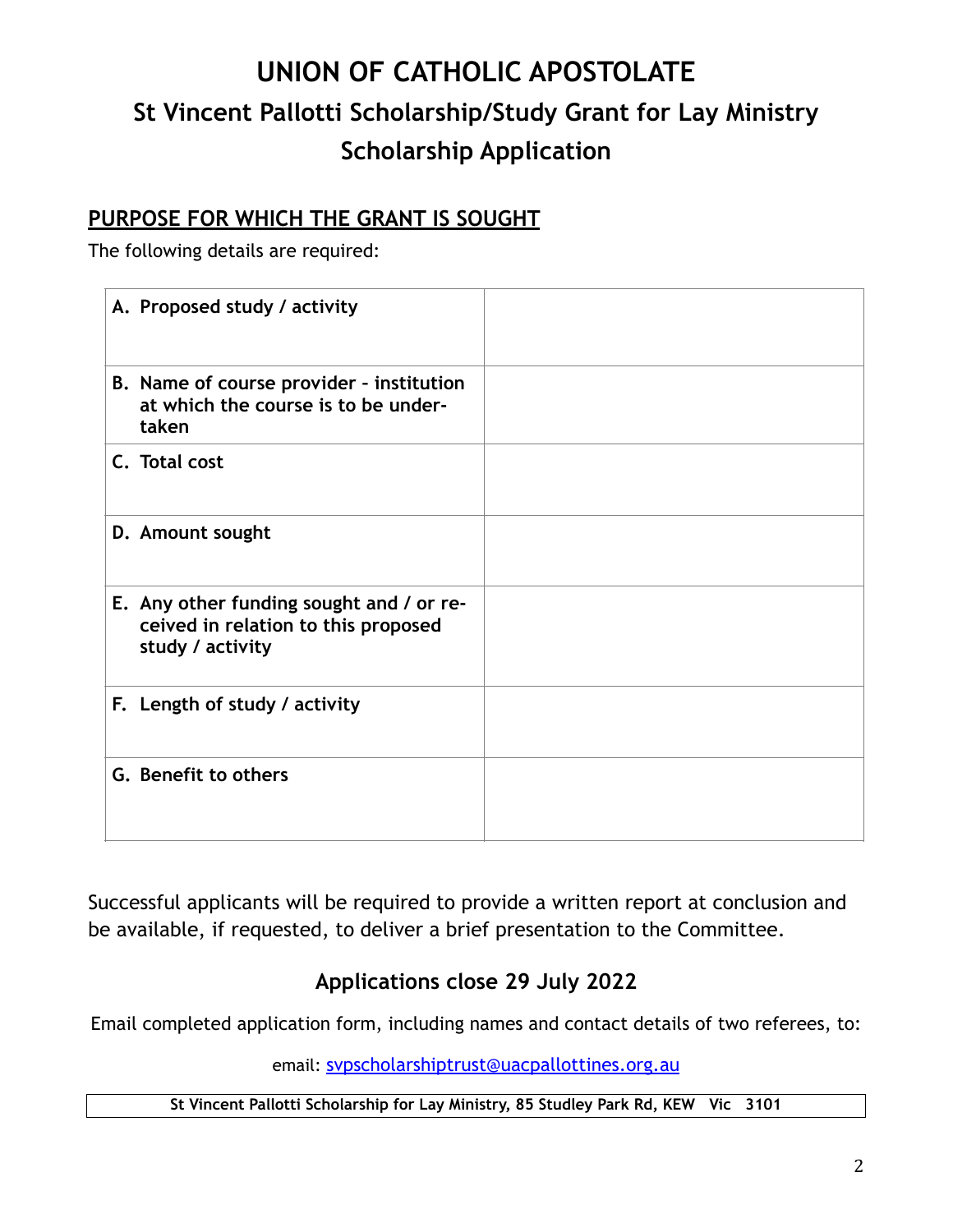# UNION OF CATHOLIC APOSTOLATE

## St Vincent Pallotti Scholarship/Study Grant for Lay Ministry

## Scholarship Application

### PURPOSE FOR WHICH THE GRANT IS SOUGHT

The following details are required:

| | |
|---|---|
| **A. Proposed study / activity** | |
| **B. Name of course provider – institution at which the course is to be undertaken** | |
| **C. Total cost** | |
| **D. Amount sought** | |
| **E. Any other funding sought and / or received in relation to this proposed study / activity** | |
| **F. Length of study / activity** | |
| **G. Benefit to others** | |

Successful applicants will be required to provide a written report at conclusion and be available, if requested, to deliver a brief presentation to the Committee.

### Applications close 29 July 2022

Email completed application form, including names and contact details of two referees, to:

email: svpscholarshiptrust@uacpallottines.org.au

**St Vincent Pallotti Scholarship for Lay Ministry, 85 Studley Park Rd, KEW Vic 3101**